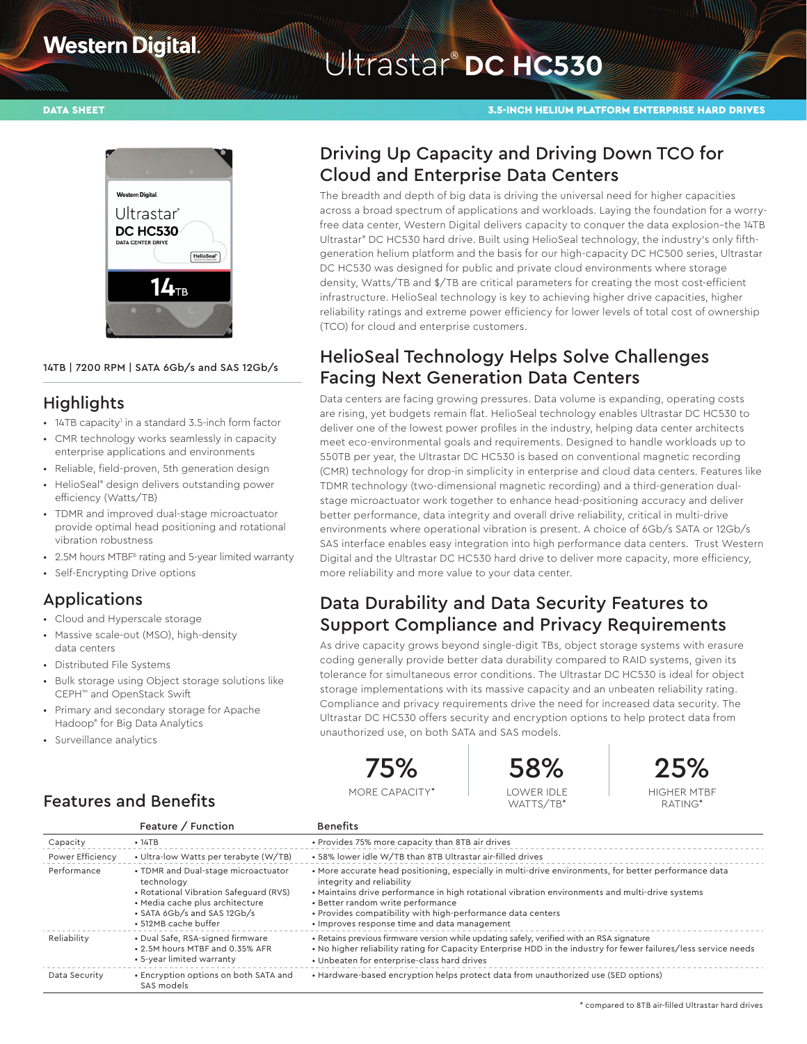Western Digital.

# Ultrastar® DC HC530

DATA SHEET

3.5-INCH HELIUM PLATFORM ENTERPRISE HARD DRIVES

14TB | 7200 RPM | SATA 6Gb/s and SAS 12Gb/s

## Highlights

- 14TB capacity[1] in a standard 3.5-inch form factor
- CMR technology works seamlessly in capacity enterprise applications and environments
- Reliable, field-proven, 5th generation design
- HelioSeal® design delivers outstanding power efficiency (Watts/TB)
- TDMR and improved dual-stage microactuator provide optimal head positioning and rotational vibration robustness
- 2.5M hours MTBF[6] rating and 5-year limited warranty
- Self-Encrypting Drive options

## Applications

- Cloud and Hyperscale storage
- Massive scale-out (MSO), high-density data centers
- Distributed File Systems
- Bulk storage using Object storage solutions like CEPH™ and OpenStack Swift
- Primary and secondary storage for Apache Hadoop® for Big Data Analytics
- Surveillance analytics

## Driving Up Capacity and Driving Down TCO for Cloud and Enterprise Data Centers

The breadth and depth of big data is driving the universal need for higher capacities across a broad spectrum of applications and workloads. Laying the foundation for a worry-free data center, Western Digital delivers capacity to conquer the data explosion–the 14TB Ultrastar® DC HC530 hard drive. Built using HelioSeal technology, the industry's only fifth-generation helium platform and the basis for our high-capacity DC HC500 series, Ultrastar DC HC530 was designed for public and private cloud environments where storage density, Watts/TB and $/TB are critical parameters for creating the most cost-efficient infrastructure. HelioSeal technology is key to achieving higher drive capacities, higher reliability ratings and extreme power efficiency for lower levels of total cost of ownership (TCO) for cloud and enterprise customers.

## HelioSeal Technology Helps Solve Challenges Facing Next Generation Data Centers

Data centers are facing growing pressures. Data volume is expanding, operating costs are rising, yet budgets remain flat. HelioSeal technology enables Ultrastar DC HC530 to deliver one of the lowest power profiles in the industry, helping data center architects meet eco-environmental goals and requirements. Designed to handle workloads up to 550TB per year, the Ultrastar DC HC530 is based on conventional magnetic recording (CMR) technology for drop-in simplicity in enterprise and cloud data centers. Features like TDMR technology (two-dimensional magnetic recording) and a third-generation dual-stage microactuator work together to enhance head-positioning accuracy and deliver better performance, data integrity and overall drive reliability, critical in multi-drive environments where operational vibration is present. A choice of 6Gb/s SATA or 12Gb/s SAS interface enables easy integration into high performance data centers. Trust Western Digital and the Ultrastar DC HC530 hard drive to deliver more capacity, more efficiency, more reliability and more value to your data center.

## Data Durability and Data Security Features to Support Compliance and Privacy Requirements

As drive capacity grows beyond single-digit TBs, object storage systems with erasure coding generally provide better data durability compared to RAID systems, given its tolerance for simultaneous error conditions. The Ultrastar DC HC530 is ideal for object storage implementations with its massive capacity and an unbeaten reliability rating. Compliance and privacy requirements drive the need for increased data security. The Ultrastar DC HC530 offers security and encryption options to help protect data from unauthorized use, on both SATA and SAS models.

| 75% | 58% | 25% |
|---|---|---|
| MORE CAPACITY* | LOWER IDLE WATTS/TB* | HIGHER MTBF RATING* |

## Features and Benefits

| | Feature / Function | Benefits |
|---|---|---|
| Capacity | • 14TB | • Provides 75% more capacity than 8TB air drives |
| Power Efficiency | • Ultra-low Watts per terabyte (W/TB) | • 58% lower idle W/TB than 8TB Ultrastar air-filled drives |
| Performance | • TDMR and Dual-stage microactuator technology<br>• Rotational Vibration Safeguard (RVS)<br>• Media cache plus architecture<br>• SATA 6Gb/s and SAS 12Gb/s<br>• 512MB cache buffer | • More accurate head positioning, especially in multi-drive environments, for better performance data integrity and reliability<br>• Maintains drive performance in high rotational vibration environments and multi-drive systems<br>• Better random write performance<br>• Provides compatibility with high-performance data centers<br>• Improves response time and data management |
| Reliability | • Dual Safe, RSA-signed firmware<br>• 2.5M hours MTBF and 0.35% AFR<br>• 5-year limited warranty | • Retains previous firmware version while updating safely, verified with an RSA signature<br>• No higher reliability rating for Capacity Enterprise HDD in the industry for fewer failures/less service needs<br>• Unbeaten for enterprise-class hard drives |
| Data Security | • Encryption options on both SATA and SAS models | • Hardware-based encryption helps protect data from unauthorized use (SED options) |

\* compared to 8TB air-filled Ultrastar hard drives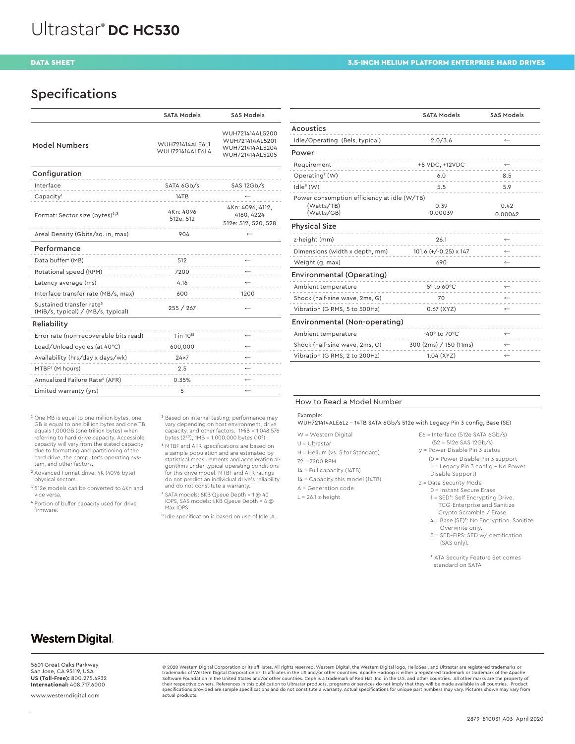# Ultrastar® DC HC530

DATA SHEET — 3.5-INCH HELIUM PLATFORM ENTERPRISE HARD DRIVES

## Specifications

| | SATA Models | SAS Models |
|---|---|---|
| **Model Numbers** | WUH721414ALE6L1<br>WUH721414ALE6L4 | WUH721414AL5200<br>WUH721414AL5201<br>WUH721414AL5204<br>WUH721414AL5205 |
| **Configuration** | | |
| Interface | SATA 6Gb/s | SAS 12Gb/s |
| Capacity[1] | 14TB | ← |
| Format: Sector size (bytes)[2,3] | 4Kn: 4096<br>512e: 512 | 4Kn: 4096, 4112, 4160, 4224<br>512e: 512, 520, 528 |
| Areal Density (Gbits/sq. in, max) | 904 | ← |
| **Performance** | | |
| Data buffer[4] (MB) | 512 | ← |
| Rotational speed (RPM) | 7200 | ← |
| Latency average (ms) | 4.16 | ← |
| Interface transfer rate (MB/s, max) | 600 | 1200 |
| Sustained transfer rate[5] (MiB/s, typical) / (MB/s, typical) | 255 / 267 | ← |
| **Reliability** | | |
| Error rate (non-recoverable bits read) | 1 in $10^{15}$ | ← |
| Load/Unload cycles (at 40°C) | 600,000 | ← |
| Availability (hrs/day x days/wk) | 24×7 | ← |
| MTBF[6] (M hours) | 2.5 | ← |
| Annualized Failure Rate[6] (AFR) | 0.35% | ← |
| Limited warranty (yrs) | 5 | ← |

| | SATA Models | SAS Models |
|---|---|---|
| **Acoustics** | | |
| Idle/Operating (Bels, typical) | 2.0/3.6 | ← |
| **Power** | | |
| Requirement | +5 VDC, +12VDC | ← |
| Operating[7] (W) | 6.0 | 8.5 |
| Idle[8] (W) | 5.5 | 5.9 |
| Power consumption efficiency at idle (W/TB)<br>(Watts/TB)<br>(Watts/GB) | 0.39<br>0.00039 | 0.42<br>0.00042 |
| **Physical Size** | | |
| z-height (mm) | 26.1 | ← |
| Dimensions (width x depth, mm) | 101.6 (+/-0.25) x 147 | ← |
| Weight (g, max) | 690 | ← |
| **Environmental (Operating)** | | |
| Ambient temperature | 5° to 60°C | ← |
| Shock (half-sine wave, 2ms, G) | 70 | ← |
| Vibration (G RMS, 5 to 500Hz) | 0.67 (XYZ) | ← |
| **Environmental (Non-operating)** | | |
| Ambient temperature | -40° to 70°C | ← |
| Shock (half-sine wave, 2ms, G) | 300 (2ms) / 150 (11ms) | ← |
| Vibration (G RMS, 2 to 200Hz) | 1.04 (XYZ) | ← |

### How to Read a Model Number

Example:
WUH721414ALE6Lz – 14TB SATA 6Gb/s 512e with Legacy Pin 3 config, Base (SE)

- W = Western Digital
- U = Ultrastar
- H = Helium (vs. S for Standard)
- 72 = 7200 RPM
- 14 = Full capacity (14TB)
- 14 = Capacity this model (14TB)
- A = Generation code
- L = 26.1 z-height
- E6 = Interface (512e SATA 6Gb/s)
  (52 = 512e SAS 12Gb/s)
- y = Power Disable Pin 3 status
  (0 = Power Disable Pin 3 support
  L = Legacy Pin 3 config – No Power Disable Support)
- z = Data Security Mode
  - 0 = Instant Secure Erase
  - 1 = SED*: Self Encrypting Drive. TCG-Enterprise and Sanitize Crypto Scramble / Erase.
  - 4 = Base (SE)*: No Encryption. Sanitize Overwrite only.
  - 5 = SED-FIPS: SED w/ certification (SAS only).

\* ATA Security Feature Set comes standard on SATA

[1] One MB is equal to one million bytes, one GB is equal to one billion bytes and one TB equals 1,000GB (one trillion bytes) when referring to hard drive capacity. Accessible capacity will vary from the stated capacity due to formatting and partitioning of the hard drive, the computer's operating system, and other factors.

[2] Advanced Format drive: 4K (4096-byte) physical sectors.

[3] 512e models can be converted to 4Kn and vice versa.

[4] Portion of buffer capacity used for drive firmware.

[5] Based on internal testing; performance may vary depending on host environment, drive capacity, and other factors. 1MiB = 1,048,576 bytes ($2^{20}$), 1MB = 1,000,000 bytes ($10^6$).

[6] MTBF and AFR specifications are based on a sample population and are estimated by statistical measurements and acceleration algorithms under typical operating conditions for this drive model. MTBF and AFR ratings do not predict an individual drive's reliability and do not constitute a warranty.

[7] SATA models: 8KB Queue Depth = 1 @ 40 IOPS, SAS models: 4KB Queue Depth = 4 @ Max IOPS

[8] Idle specification is based on use of Idle_A

**Western Digital.**

5601 Great Oaks Parkway
San Jose, CA 95119, USA
**US (Toll-Free):** 800.275.4932
**International:** 408.717.6000

www.westerndigital.com

© 2020 Western Digital Corporation or its affiliates. All rights reserved. Western Digital, the Western Digital logo, HelioSeal, and Ultrastar are registered trademarks or trademarks of Western Digital Corporation or its affiliates in the US and/or other countries. Apache Hadoop is either a registered trademark or trademark of the Apache Software Foundation in the United States and/or other countries. Ceph is a trademark of Red Hat, Inc. in the U.S. and other countries. All other marks are the property of their respective owners. References in this publication to Ultrastar products, programs or services do not imply that they will be made available in all countries. Product specifications provided are sample specifications and do not constitute a warranty. Actual specifications for unique part numbers may vary. Pictures shown may vary from actual products.

2879-810031-A03 April 2020